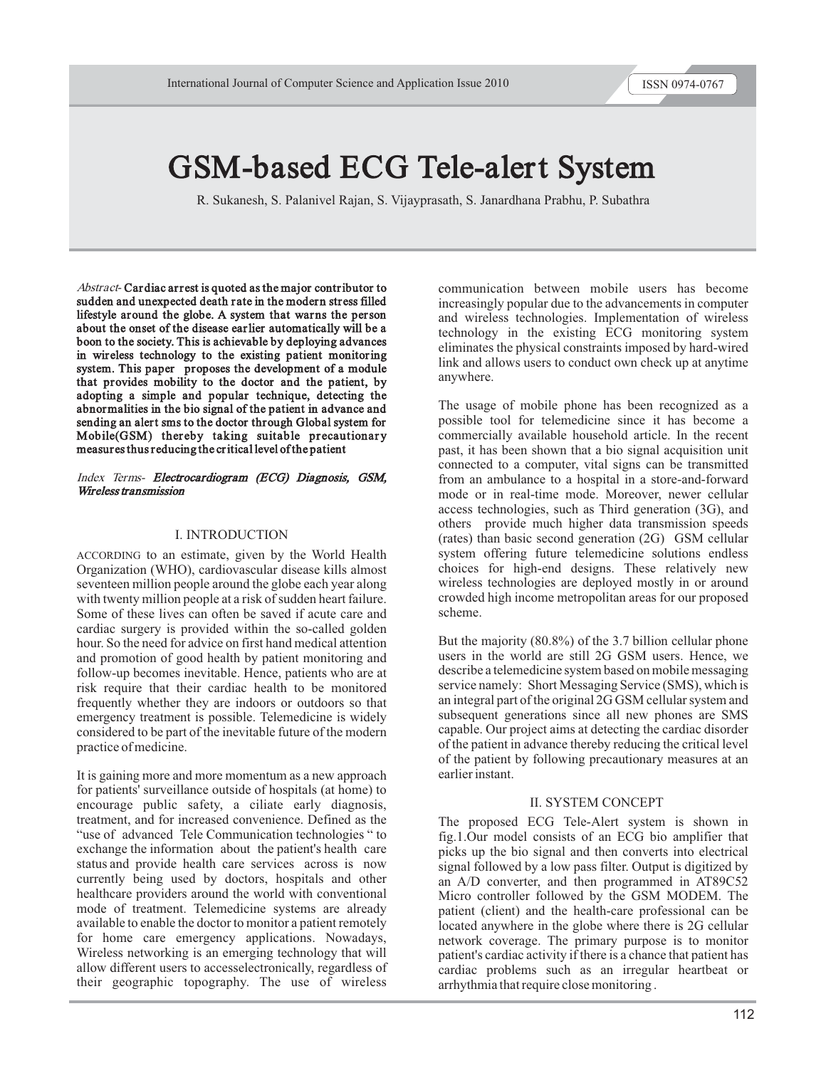# GSM-based ECG Tele-alert System

R. Sukanesh, S. Palanivel Rajan, S. Vijayprasath, S. Janardhana Prabhu, P. Subathra

*Abstract-* **Cardiac arrest is quoted as the major contributor to sudden and unexpected death rate in the modern stress filled lifestyle around the globe. A system that warns the person about the onset of the disease earlier automatically will be a boon to the society. This is achievable by deploying advances in wireless technology to the existing patient monitoring system. This paper proposes the development of a module that provides mobility to the doctor and the patient, by adopting a simple and popular technique, detecting the abnormalities in the bio signal of the patient in advance and sending an alert sms to the doctor through Global system for Mobile(GSM) thereby taking suitable precautionary measures thus reducing the critical level of the patient**

*Index Terms-* ***Electrocardiogram (ECG) Diagnosis, GSM, Wireless transmission***

## I. INTRODUCTION

ACCORDING to an estimate, given by the World Health Organization (WHO), cardiovascular disease kills almost seventeen million people around the globe each year along with twenty million people at a risk of sudden heart failure. Some of these lives can often be saved if acute care and cardiac surgery is provided within the so-called golden hour. So the need for advice on first hand medical attention and promotion of good health by patient monitoring and follow-up becomes inevitable. Hence, patients who are at risk require that their cardiac health to be monitored frequently whether they are indoors or outdoors so that emergency treatment is possible. Telemedicine is widely considered to be part of the inevitable future of the modern practice of medicine.

It is gaining more and more momentum as a new approach for patients' surveillance outside of hospitals (at home) to encourage public safety, a ciliate early diagnosis, treatment, and for increased convenience. Defined as the "use of advanced Tele Communication technologies " to exchange the information about the patient's health care status and provide health care services across is now currently being used by doctors, hospitals and other healthcare providers around the world with conventional mode of treatment. Telemedicine systems are already available to enable the doctor to monitor a patient remotely for home care emergency applications. Nowadays, Wireless networking is an emerging technology that will allow different users to accesselectronically, regardless of their geographic topography. The use of wireless communication between mobile users has become increasingly popular due to the advancements in computer and wireless technologies. Implementation of wireless technology in the existing ECG monitoring system eliminates the physical constraints imposed by hard-wired link and allows users to conduct own check up at anytime anywhere.

The usage of mobile phone has been recognized as a possible tool for telemedicine since it has become a commercially available household article. In the recent past, it has been shown that a bio signal acquisition unit connected to a computer, vital signs can be transmitted from an ambulance to a hospital in a store-and-forward mode or in real-time mode. Moreover, newer cellular access technologies, such as Third generation (3G), and others provide much higher data transmission speeds (rates) than basic second generation (2G) GSM cellular system offering future telemedicine solutions endless choices for high-end designs. These relatively new wireless technologies are deployed mostly in or around crowded high income metropolitan areas for our proposed scheme.

But the majority (80.8%) of the 3.7 billion cellular phone users in the world are still 2G GSM users. Hence, we describe a telemedicine system based on mobile messaging service namely: Short Messaging Service (SMS), which is an integral part of the original 2G GSM cellular system and subsequent generations since all new phones are SMS capable. Our project aims at detecting the cardiac disorder of the patient in advance thereby reducing the critical level of the patient by following precautionary measures at an earlier instant.

## II. SYSTEM CONCEPT

The proposed ECG Tele-Alert system is shown in fig.1.Our model consists of an ECG bio amplifier that picks up the bio signal and then converts into electrical signal followed by a low pass filter. Output is digitized by an A/D converter, and then programmed in AT89C52 Micro controller followed by the GSM MODEM. The patient (client) and the health-care professional can be located anywhere in the globe where there is 2G cellular network coverage. The primary purpose is to monitor patient's cardiac activity if there is a chance that patient has cardiac problems such as an irregular heartbeat or arrhythmia that require close monitoring .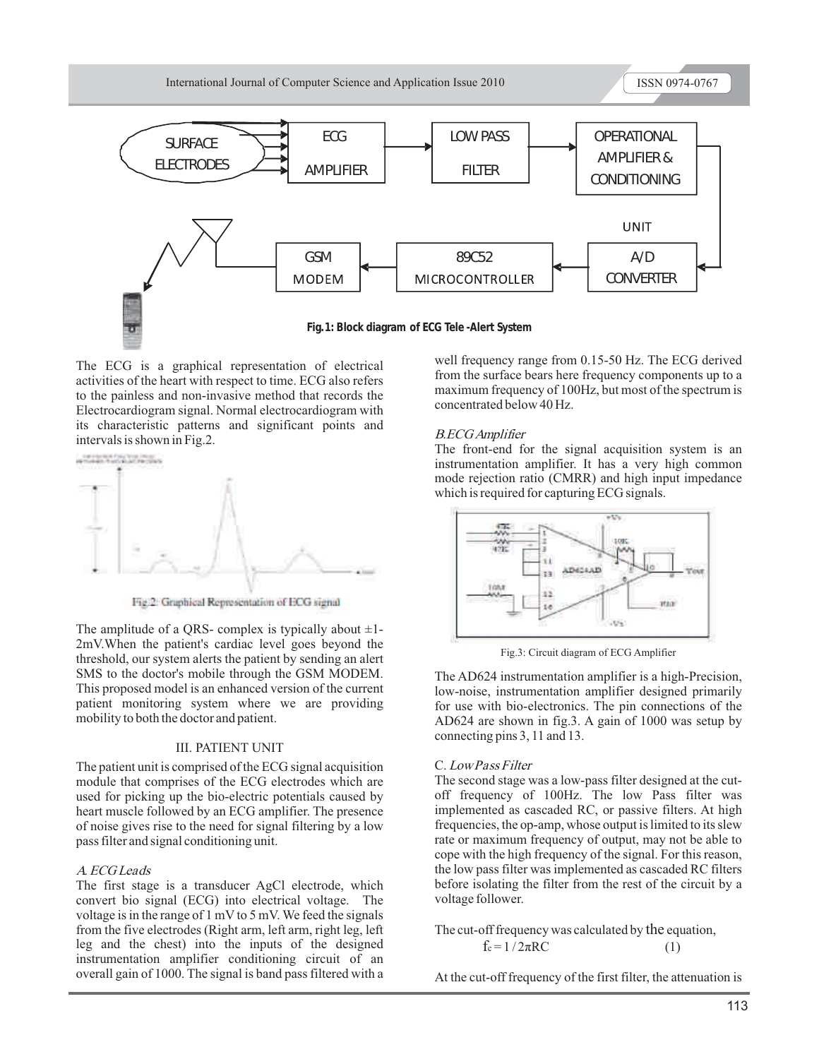Fig.1: Block diagram of ECG Tele -Alert System

The ECG is a graphical representation of electrical activities of the heart with respect to time. ECG also refers to the painless and non-invasive method that records the Electrocardiogram signal. Normal electrocardiogram with its characteristic patterns and significant points and intervals is shown in Fig.2.

Fig.2: Graphical Representation of ECG signal

The amplitude of a QRS- complex is typically about ±1-2mV.When the patient's cardiac level goes beyond the threshold, our system alerts the patient by sending an alert SMS to the doctor's mobile through the GSM MODEM. This proposed model is an enhanced version of the current patient monitoring system where we are providing mobility to both the doctor and patient.

## III. PATIENT UNIT

The patient unit is comprised of the ECG signal acquisition module that comprises of the ECG electrodes which are used for picking up the bio-electric potentials caused by heart muscle followed by an ECG amplifier. The presence of noise gives rise to the need for signal filtering by a low pass filter and signal conditioning unit.

### *A. ECG Leads*

The first stage is a transducer AgCl electrode, which convert bio signal (ECG) into electrical voltage. The voltage is in the range of 1 mV to 5 mV. We feed the signals from the five electrodes (Right arm, left arm, right leg, left leg and the chest) into the inputs of the designed instrumentation amplifier conditioning circuit of an overall gain of 1000. The signal is band pass filtered with a well frequency range from 0.15-50 Hz. The ECG derived from the surface bears here frequency components up to a maximum frequency of 100Hz, but most of the spectrum is concentrated below 40 Hz.

### *B.ECG Amplifier*

The front-end for the signal acquisition system is an instrumentation amplifier. It has a very high common mode rejection ratio (CMRR) and high input impedance which is required for capturing ECG signals.

Fig.3: Circuit diagram of ECG Amplifier

The AD624 instrumentation amplifier is a high-Precision, low-noise, instrumentation amplifier designed primarily for use with bio-electronics. The pin connections of the AD624 are shown in fig.3. A gain of 1000 was setup by connecting pins 3, 11 and 13.

### C. *Low Pass Filter*

The second stage was a low-pass filter designed at the cut-off frequency of 100Hz. The low Pass filter was implemented as cascaded RC, or passive filters. At high frequencies, the op-amp, whose output is limited to its slew rate or maximum frequency of output, may not be able to cope with the high frequency of the signal. For this reason, the low pass filter was implemented as cascaded RC filters before isolating the filter from the rest of the circuit by a voltage follower.

The cut-off frequency was calculated by the equation,

$$f_c = 1 / 2\pi RC \qquad (1)$$

At the cut-off frequency of the first filter, the attenuation is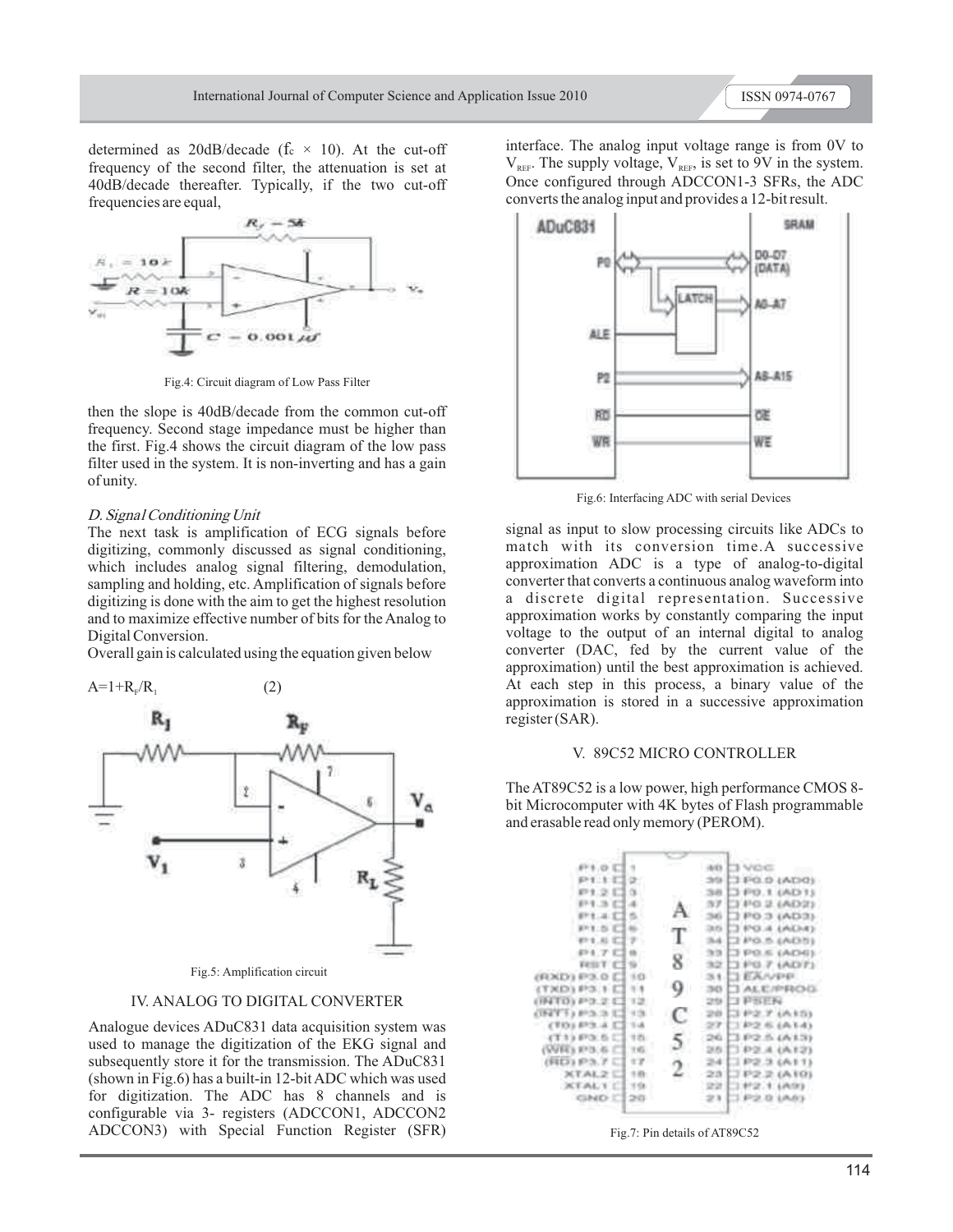determined as 20dB/decade ($f_c \times 10$). At the cut-off frequency of the second filter, the attenuation is set at 40dB/decade thereafter. Typically, if the two cut-off frequencies are equal,

Fig.4: Circuit diagram of Low Pass Filter

then the slope is 40dB/decade from the common cut-off frequency. Second stage impedance must be higher than the first. Fig.4 shows the circuit diagram of the low pass filter used in the system. It is non-inverting and has a gain of unity.

### *D. Signal Conditioning Unit*

The next task is amplification of ECG signals before digitizing, commonly discussed as signal conditioning, which includes analog signal filtering, demodulation, sampling and holding, etc. Amplification of signals before digitizing is done with the aim to get the highest resolution and to maximize effective number of bits for the Analog to Digital Conversion.

Overall gain is calculated using the equation given below

$$A=1+R_F/R_1 \qquad (2)$$

Fig.5: Amplification circuit

## IV. ANALOG TO DIGITAL CONVERTER

Analogue devices ADuC831 data acquisition system was used to manage the digitization of the EKG signal and subsequently store it for the transmission. The ADuC831 (shown in Fig.6) has a built-in 12-bit ADC which was used for digitization. The ADC has 8 channels and is configurable via 3- registers (ADCCON1, ADCCON2 ADCCON3) with Special Function Register (SFR) interface. The analog input voltage range is from 0V to $V_{REF}$. The supply voltage, $V_{REF}$, is set to 9V in the system. Once configured through ADCCON1-3 SFRs, the ADC converts the analog input and provides a 12-bit result.

Fig.6: Interfacing ADC with serial Devices

signal as input to slow processing circuits like ADCs to match with its conversion time. A successive approximation ADC is a type of analog-to-digital converter that converts a continuous analog waveform into a discrete digital representation. Successive approximation works by constantly comparing the input voltage to the output of an internal digital to analog converter (DAC, fed by the current value of the approximation) until the best approximation is achieved. At each step in this process, a binary value of the approximation is stored in a successive approximation register (SAR).

## V. 89C52 MICRO CONTROLLER

The AT89C52 is a low power, high performance CMOS 8-bit Microcomputer with 4K bytes of Flash programmable and erasable read only memory (PEROM).

Fig.7: Pin details of AT89C52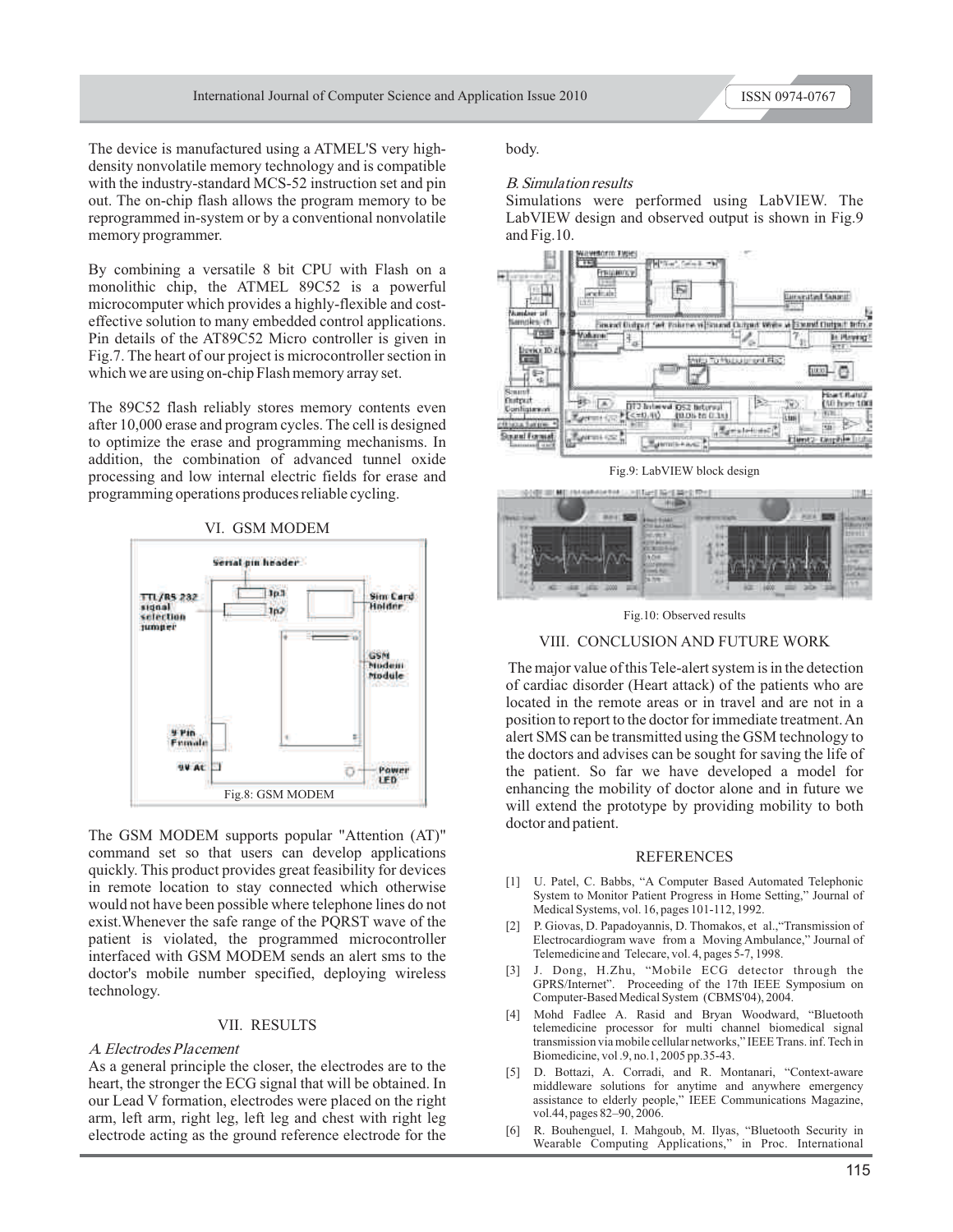The device is manufactured using a ATMEL'S very high-density nonvolatile memory technology and is compatible with the industry-standard MCS-52 instruction set and pin out. The on-chip flash allows the program memory to be reprogrammed in-system or by a conventional nonvolatile memory programmer.

By combining a versatile 8 bit CPU with Flash on a monolithic chip, the ATMEL 89C52 is a powerful microcomputer which provides a highly-flexible and cost-effective solution to many embedded control applications. Pin details of the AT89C52 Micro controller is given in Fig.7. The heart of our project is microcontroller section in which we are using on-chip Flash memory array set.

The 89C52 flash reliably stores memory contents even after 10,000 erase and program cycles. The cell is designed to optimize the erase and programming mechanisms. In addition, the combination of advanced tunnel oxide processing and low internal electric fields for erase and programming operations produces reliable cycling.

## VI. GSM MODEM

Fig.8: GSM MODEM

The GSM MODEM supports popular "Attention (AT)" command set so that users can develop applications quickly. This product provides great feasibility for devices in remote location to stay connected which otherwise would not have been possible where telephone lines do not exist. Whenever the safe range of the PQRST wave of the patient is violated, the programmed microcontroller interfaced with GSM MODEM sends an alert sms to the doctor's mobile number specified, deploying wireless technology.

## VII. RESULTS

### *A. Electrodes Placement*

As a general principle the closer, the electrodes are to the heart, the stronger the ECG signal that will be obtained. In our Lead V formation, electrodes were placed on the right arm, left arm, right leg, left leg and chest with right leg electrode acting as the ground reference electrode for the body.

### *B. Simulation results*

Simulations were performed using LabVIEW. The LabVIEW design and observed output is shown in Fig.9 and Fig.10.

Fig.9: LabVIEW block design

Fig.10: Observed results

## VIII. CONCLUSION AND FUTURE WORK

The major value of this Tele-alert system is in the detection of cardiac disorder (Heart attack) of the patients who are located in the remote areas or in travel and are not in a position to report to the doctor for immediate treatment. An alert SMS can be transmitted using the GSM technology to the doctors and advises can be sought for saving the life of the patient. So far we have developed a model for enhancing the mobility of doctor alone and in future we will extend the prototype by providing mobility to both doctor and patient.

## REFERENCES

[1] U. Patel, C. Babbs, "A Computer Based Automated Telephonic System to Monitor Patient Progress in Home Setting," Journal of Medical Systems, vol. 16, pages 101-112, 1992.

[2] P. Giovas, D. Papadoyannis, D. Thomakos, et al.,"Transmission of Electrocardiogram wave from a Moving Ambulance," Journal of Telemedicine and Telecare, vol. 4, pages 5-7, 1998.

[3] J. Dong, H.Zhu, "Mobile ECG detector through the GPRS/Internet". Proceeding of the 17th IEEE Symposium on Computer-Based Medical System (CBMS'04), 2004.

[4] Mohd Fadlee A. Rasid and Bryan Woodward, "Bluetooth telemedicine processor for multi channel biomedical signal transmission via mobile cellular networks," IEEE Trans. inf. Tech in Biomedicine, vol .9, no.1, 2005 pp.35-43.

[5] D. Bottazi, A. Corradi, and R. Montanari, "Context-aware middleware solutions for anytime and anywhere emergency assistance to elderly people," IEEE Communications Magazine, vol.44, pages 82–90, 2006.

[6] R. Bouhenguel, I. Mahgoub, M. Ilyas, "Bluetooth Security in Wearable Computing Applications," in Proc. International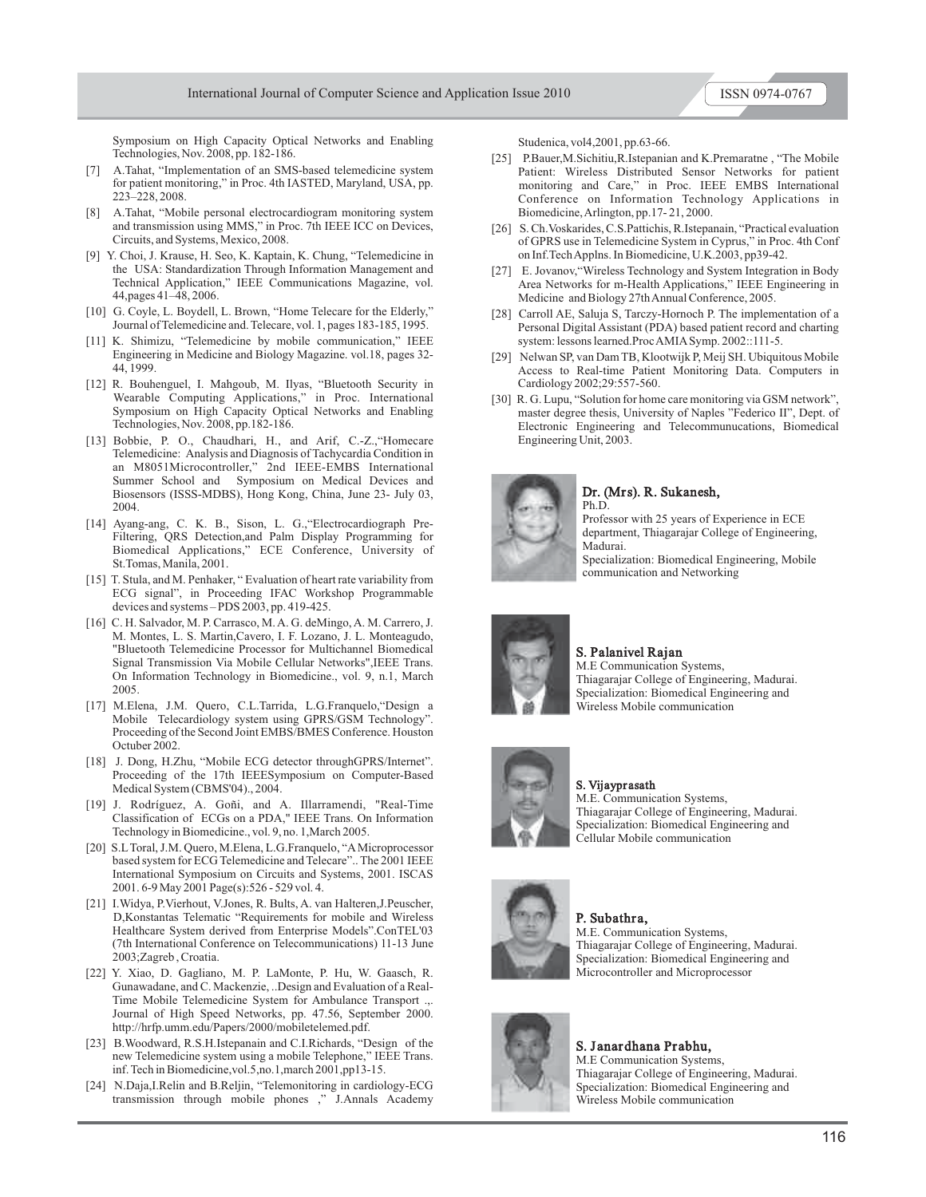Symposium on High Capacity Optical Networks and Enabling Technologies, Nov. 2008, pp. 182-186.

[7] A.Tahat, "Implementation of an SMS-based telemedicine system for patient monitoring," in Proc. 4th IASTED, Maryland, USA, pp. 223–228, 2008.

[8] A.Tahat, "Mobile personal electrocardiogram monitoring system and transmission using MMS," in Proc. 7th IEEE ICC on Devices, Circuits, and Systems, Mexico, 2008.

[9] Y. Choi, J. Krause, H. Seo, K. Kaptain, K. Chung, "Telemedicine in the USA: Standardization Through Information Management and Technical Application," IEEE Communications Magazine, vol. 44,pages 41–48, 2006.

[10] G. Coyle, L. Boydell, L. Brown, "Home Telecare for the Elderly," Journal of Telemedicine and. Telecare, vol. 1, pages 183-185, 1995.

[11] K. Shimizu, "Telemedicine by mobile communication," IEEE Engineering in Medicine and Biology Magazine. vol.18, pages 32-44, 1999.

[12] R. Bouhenguel, I. Mahgoub, M. Ilyas, "Bluetooth Security in Wearable Computing Applications," in Proc. International Symposium on High Capacity Optical Networks and Enabling Technologies, Nov. 2008, pp.182-186.

[13] Bobbie, P. O., Chaudhari, H., and Arif, C.-Z.,"Homecare Telemedicine: Analysis and Diagnosis of Tachycardia Condition in an M8051Microcontroller," 2nd IEEE-EMBS International Summer School and Symposium on Medical Devices and Biosensors (ISSS-MDBS), Hong Kong, China, June 23- July 03, 2004.

[14] Ayang-ang, C. K. B., Sison, L. G.,"Electrocardiograph Pre-Filtering, QRS Detection,and Palm Display Programming for Biomedical Applications," ECE Conference, University of St.Tomas, Manila, 2001.

[15] T. Stula, and M. Penhaker, " Evaluation of heart rate variability from ECG signal", in Proceeding IFAC Workshop Programmable devices and systems – PDS 2003, pp. 419-425.

[16] C. H. Salvador, M. P. Carrasco, M. A. G. deMingo, A. M. Carrero, J. M. Montes, L. S. Martin,Cavero, I. F. Lozano, J. L. Monteagudo, "Bluetooth Telemedicine Processor for Multichannel Biomedical Signal Transmission Via Mobile Cellular Networks",IEEE Trans. On Information Technology in Biomedicine., vol. 9, n.1, March 2005.

[17] M.Elena, J.M. Quero, C.L.Tarrida, L.G.Franquelo,"Design a Mobile Telecardiology system using GPRS/GSM Technology". Proceeding of the Second Joint EMBS/BMES Conference. Houston October 2002.

[18] J. Dong, H.Zhu, "Mobile ECG detector throughGPRS/Internet". Proceeding of the 17th IEEESymposium on Computer-Based Medical System (CBMS'04)., 2004.

[19] J. Rodríguez, A. Goñi, and A. Illarramendi, "Real-Time Classification of ECGs on a PDA," IEEE Trans. On Information Technology in Biomedicine., vol. 9, no. 1,March 2005.

[20] S.L Toral, J.M. Quero, M.Elena, L.G.Franquelo, "A Microprocessor based system for ECG Telemedicine and Telecare".. The 2001 IEEE International Symposium on Circuits and Systems, 2001. ISCAS 2001. 6-9 May 2001 Page(s):526 - 529 vol. 4.

[21] I.Widya, P.Vierhout, V.Jones, R. Bults, A. van Halteren,J.Peuscher, D,Konstantas Telematic "Requirements for mobile and Wireless Healthcare System derived from Enterprise Models".ConTEL'03 (7th International Conference on Telecommunications) 11-13 June 2003;Zagreb , Croatia.

[22] Y. Xiao, D. Gagliano, M. P. LaMonte, P. Hu, W. Gaasch, R. Gunawadane, and C. Mackenzie, ..Design and Evaluation of a Real-Time Mobile Telemedicine System for Ambulance Transport .,. Journal of High Speed Networks, pp. 47.56, September 2000. http://hrfp.umm.edu/Papers/2000/mobiletelemed.pdf.

[23] B.Woodward, R.S.H.Istepanain and C.I.Richards, "Design of the new Telemedicine system using a mobile Telephone," IEEE Trans. inf. Tech in Biomedicine,vol.5,no.1,march 2001,pp13-15.

[24] N.Daja,I.Relin and B.Reljin, "Telemonitoring in cardiology-ECG transmission through mobile phones ," J.Annals Academy Studenica, vol4,2001, pp.63-66.

[25] P.Bauer,M.Sichitiu,R.Istepanian and K.Premaratne , "The Mobile Patient: Wireless Distributed Sensor Networks for patient monitoring and Care," in Proc. IEEE EMBS International Conference on Information Technology Applications in Biomedicine, Arlington, pp.17- 21, 2000.

[26] S. Ch.Voskarides, C.S.Pattichis, R.Istepanain, "Practical evaluation of GPRS use in Telemedicine System in Cyprus," in Proc. 4th Conf on Inf.Tech Applns. In Biomedicine, U.K.2003, pp39-42.

[27] E. Jovanov,"Wireless Technology and System Integration in Body Area Networks for m-Health Applications," IEEE Engineering in Medicine and Biology 27th Annual Conference, 2005.

[28] Carroll AE, Saluja S, Tarczy-Hornoch P. The implementation of a Personal Digital Assistant (PDA) based patient record and charting system: lessons learned.Proc AMIA Symp. 2002::111-5.

[29] Nelwan SP, van Dam TB, Klootwijk P, Meij SH. Ubiquitous Mobile Access to Real-time Patient Monitoring Data. Computers in Cardiology 2002;29:557-560.

[30] R. G. Lupu, "Solution for home care monitoring via GSM network", master degree thesis, University of Naples "Federico II", Dept. of Electronic Engineering and Telecommunucations, Biomedical Engineering Unit, 2003.

**Dr. (Mrs). R. Sukanesh,**
Ph.D.
Professor with 25 years of Experience in ECE department, Thiagarajar College of Engineering, Madurai.
Specialization: Biomedical Engineering, Mobile communication and Networking

**S. Palanivel Rajan**
M.E Communication Systems,
Thiagarajar College of Engineering, Madurai.
Specialization: Biomedical Engineering and Wireless Mobile communication

**S. Vijayprasath**
M.E. Communication Systems,
Thiagarajar College of Engineering, Madurai.
Specialization: Biomedical Engineering and Cellular Mobile communication

**P. Subathra,**
M.E. Communication Systems,
Thiagarajar College of Engineering, Madurai.
Specialization: Biomedical Engineering and Microcontroller and Microprocessor

**S. Janardhana Prabhu,**
M.E Communication Systems,
Thiagarajar College of Engineering, Madurai.
Specialization: Biomedical Engineering and Wireless Mobile communication